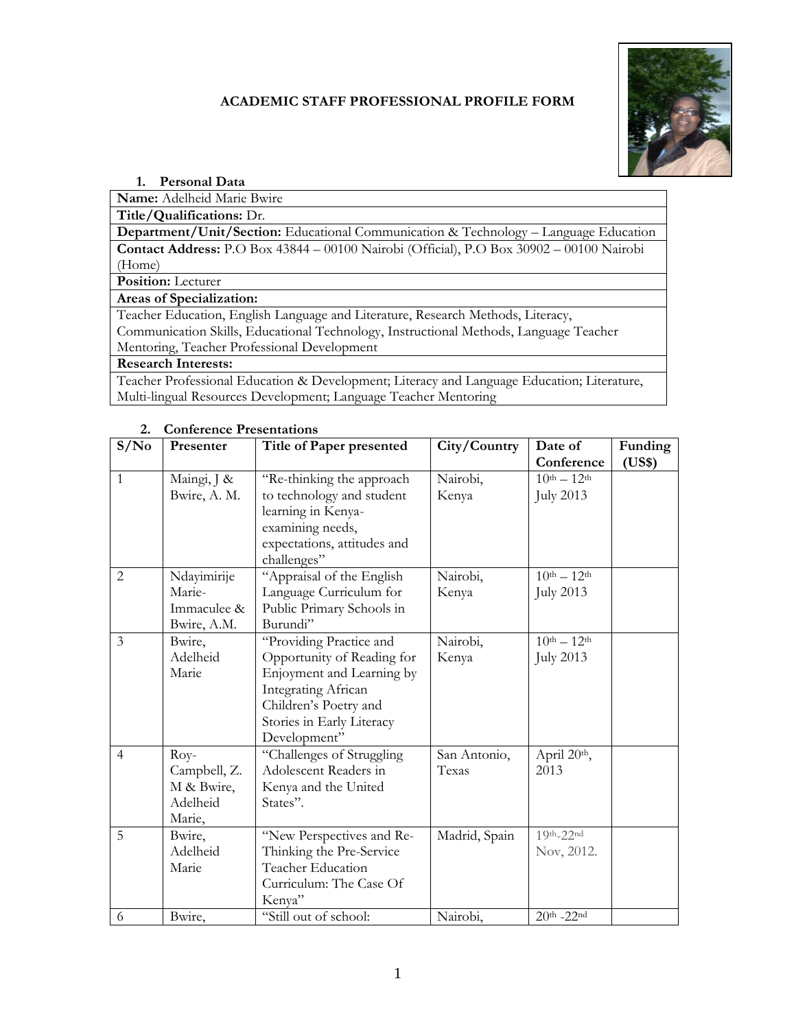# ACADEMIC STAFF PROFESSIONAL PROFILE FORM

## 1. Personal Data

| |
|---|
| **Name:** Adelheid Marie Bwire |
| **Title/Qualifications:** Dr. |
| **Department/Unit/Section:** Educational Communication & Technology – Language Education |
| **Contact Address:** P.O Box 43844 – 00100 Nairobi (Official), P.O Box 30902 – 00100 Nairobi (Home) |
| **Position:** Lecturer |
| **Areas of Specialization:** |
| Teacher Education, English Language and Literature, Research Methods, Literacy, Communication Skills, Educational Technology, Instructional Methods, Language Teacher Mentoring, Teacher Professional Development |
| **Research Interests:** |
| Teacher Professional Education & Development; Literacy and Language Education; Literature, Multi-lingual Resources Development; Language Teacher Mentoring |

## 2. Conference Presentations

| S/No | Presenter | Title of Paper presented | City/Country | Date of Conference | Funding (US$) |
|---|---|---|---|---|---|
| 1 | Maingi, J & Bwire, A. M. | "Re-thinking the approach to technology and student learning in Kenya- examining needs, expectations, attitudes and challenges" | Nairobi, Kenya | 10th – 12th July 2013 | |
| 2 | Ndayimirije Marie-Immaculee & Bwire, A.M. | "Appraisal of the English Language Curriculum for Public Primary Schools in Burundi" | Nairobi, Kenya | 10th – 12th July 2013 | |
| 3 | Bwire, Adelheid Marie | "Providing Practice and Opportunity of Reading for Enjoyment and Learning by Integrating African Children's Poetry and Stories in Early Literacy Development" | Nairobi, Kenya | 10th – 12th July 2013 | |
| 4 | Roy-Campbell, Z. M & Bwire, Adelheid Marie, | "Challenges of Struggling Adolescent Readers in Kenya and the United States". | San Antonio, Texas | April 20th, 2013 | |
| 5 | Bwire, Adelheid Marie | "New Perspectives and Re-Thinking the Pre-Service Teacher Education Curriculum: The Case Of Kenya" | Madrid, Spain | 19th-22nd Nov, 2012. | |
| 6 | Bwire, | "Still out of school: | Nairobi, | 20th -22nd | |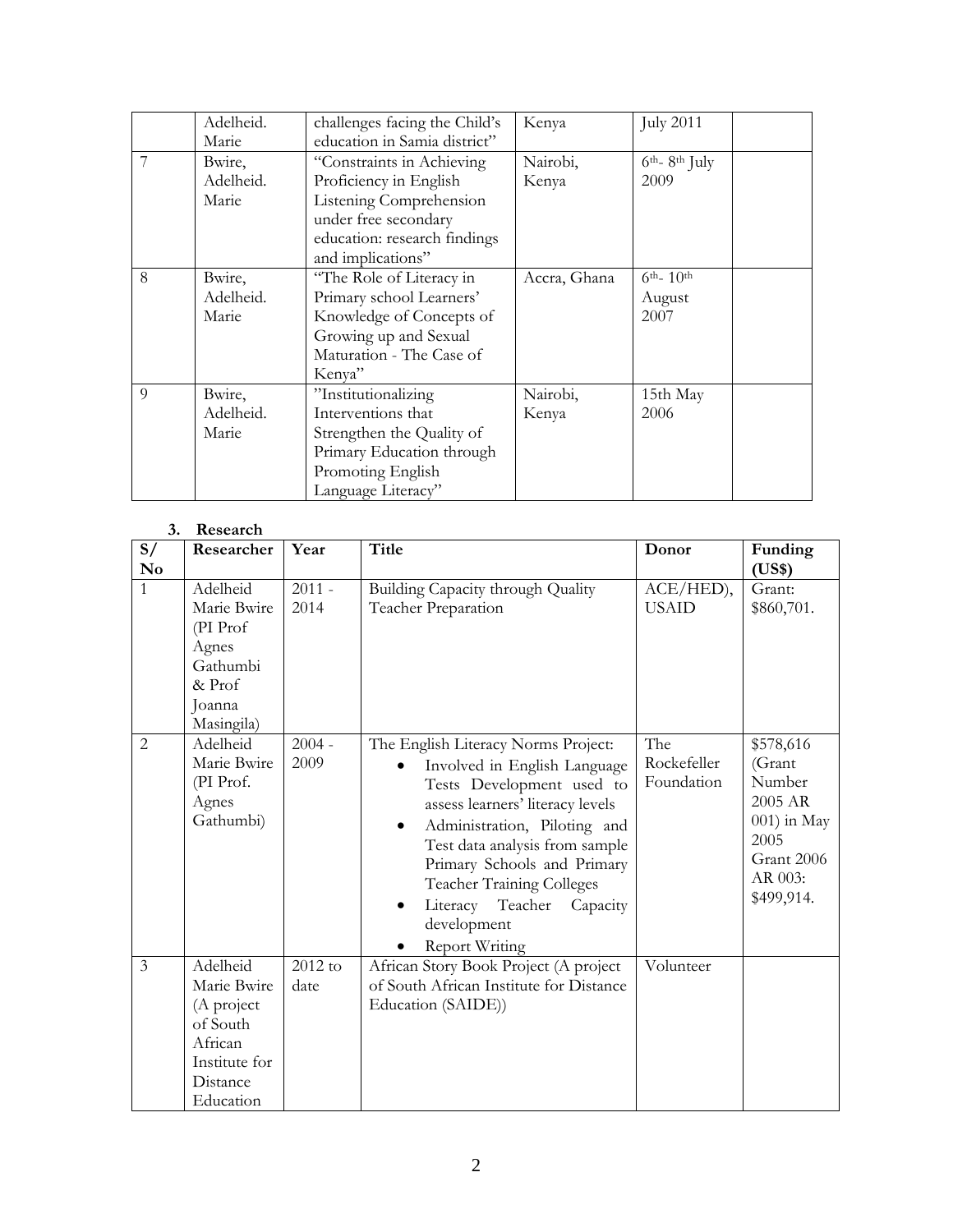|  | Adelheid. Marie | challenges facing the Child's education in Samia district" | Kenya | July 2011 |  |
|---|---|---|---|---|---|
| 7 | Bwire, Adelheid. Marie | "Constraints in Achieving Proficiency in English Listening Comprehension under free secondary education: research findings and implications" | Nairobi, Kenya | 6th- 8th July 2009 |  |
| 8 | Bwire, Adelheid. Marie | "The Role of Literacy in Primary school Learners' Knowledge of Concepts of Growing up and Sexual Maturation - The Case of Kenya" | Accra, Ghana | 6th- 10th August 2007 |  |
| 9 | Bwire, Adelheid. Marie | "Institutionalizing Interventions that Strengthen the Quality of Primary Education through Promoting English Language Literacy" | Nairobi, Kenya | 15th May 2006 |  |

### 3. Research

| S/ No | Researcher | Year | Title | Donor | Funding (US$) |
|---|---|---|---|---|---|
| 1 | Adelheid Marie Bwire (PI Prof Agnes Gathumbi & Prof Joanna Masingila) | 2011 - 2014 | Building Capacity through Quality Teacher Preparation | ACE/HED), USAID | Grant: $860,701. |
| 2 | Adelheid Marie Bwire (PI Prof. Agnes Gathumbi) | 2004 - 2009 | The English Literacy Norms Project:<br>• Involved in English Language Tests Development used to assess learners' literacy levels<br>• Administration, Piloting and Test data analysis from sample Primary Schools and Primary Teacher Training Colleges<br>• Literacy Teacher Capacity development<br>• Report Writing | The Rockefeller Foundation | $578,616 (Grant Number 2005 AR 001) in May 2005 Grant 2006 AR 003: $499,914. |
| 3 | Adelheid Marie Bwire (A project of South African Institute for Distance Education | 2012 to date | African Story Book Project (A project of South African Institute for Distance Education (SAIDE)) | Volunteer |  |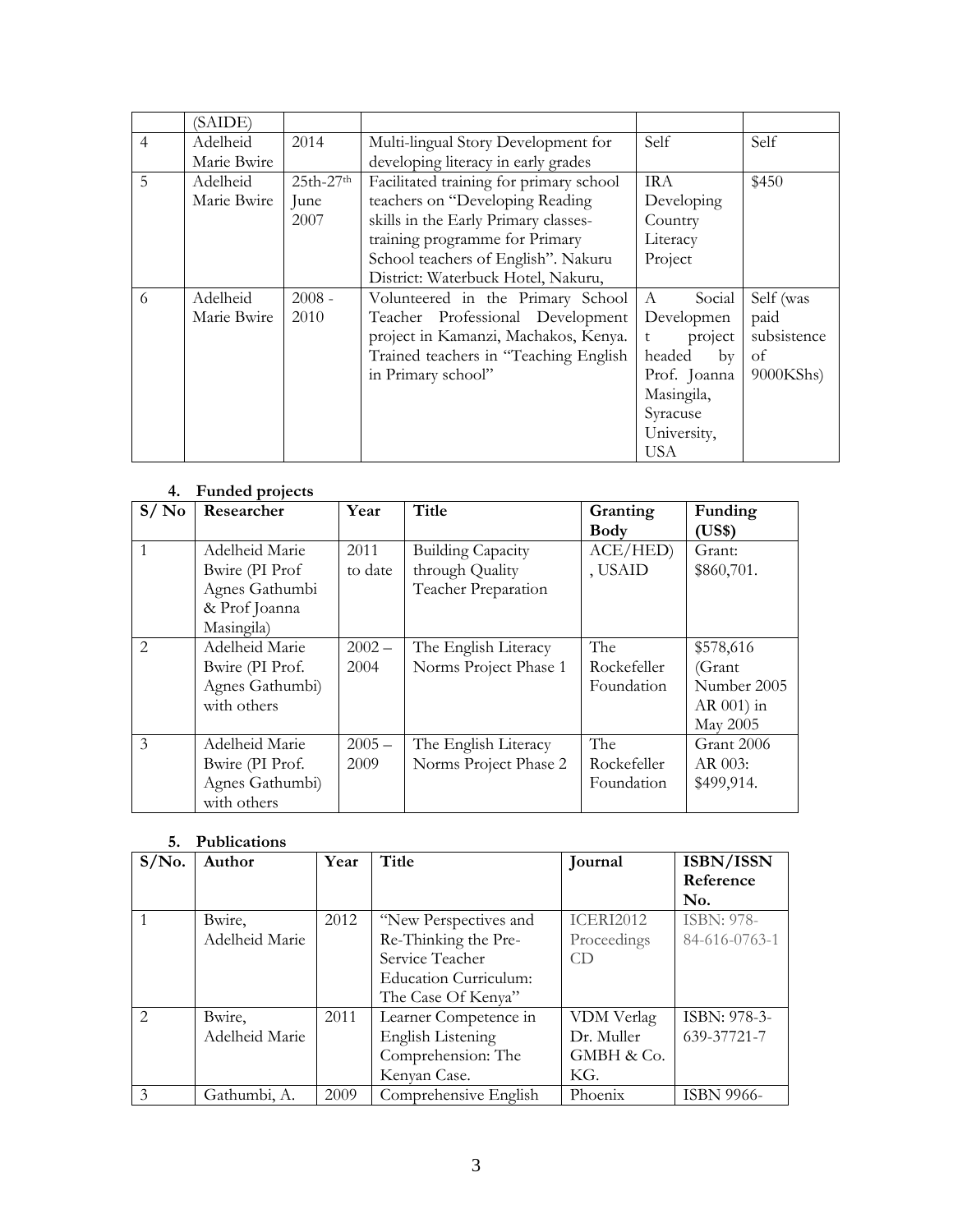|  | (SAIDE) |  |  |  |  |
|---|---|---|---|---|---|
| 4 | Adelheid Marie Bwire | 2014 | Multi-lingual Story Development for developing literacy in early grades | Self | Self |
| 5 | Adelheid Marie Bwire | 25th-27th June 2007 | Facilitated training for primary school teachers on "Developing Reading skills in the Early Primary classes- training programme for Primary School teachers of English". Nakuru District: Waterbuck Hotel, Nakuru, | IRA Developing Country Literacy Project | $450 |
| 6 | Adelheid Marie Bwire | 2008 - 2010 | Volunteered in the Primary School Teacher Professional Development project in Kamanzi, Machakos, Kenya. Trained teachers in "Teaching English in Primary school" | A Social Development project headed by Prof. Joanna Masingila, Syracuse University, USA | Self (was paid subsistence of 9000KShs) |

## 4. Funded projects

| S/ No | Researcher | Year | Title | Granting Body | Funding (US$) |
|---|---|---|---|---|---|
| 1 | Adelheid Marie Bwire (PI Prof Agnes Gathumbi & Prof Joanna Masingila) | 2011 to date | Building Capacity through Quality Teacher Preparation | ACE/HED), USAID | Grant: $860,701. |
| 2 | Adelheid Marie Bwire (PI Prof. Agnes Gathumbi) with others | 2002 – 2004 | The English Literacy Norms Project Phase 1 | The Rockefeller Foundation | $578,616 (Grant Number 2005 AR 001) in May 2005 |
| 3 | Adelheid Marie Bwire (PI Prof. Agnes Gathumbi) with others | 2005 – 2009 | The English Literacy Norms Project Phase 2 | The Rockefeller Foundation | Grant 2006 AR 003: $499,914. |

## 5. Publications

| S/No. | Author | Year | Title | Journal | ISBN/ISSN Reference No. |
|---|---|---|---|---|---|
| 1 | Bwire, Adelheid Marie | 2012 | "New Perspectives and Re-Thinking the Pre-Service Teacher Education Curriculum: The Case Of Kenya" | ICERI2012 Proceedings CD | ISBN: 978-84-616-0763-1 |
| 2 | Bwire, Adelheid Marie | 2011 | Learner Competence in English Listening Comprehension: The Kenyan Case. | VDM Verlag Dr. Muller GMBH & Co. KG. | ISBN: 978-3-639-37721-7 |
| 3 | Gathumbi, A. | 2009 | Comprehensive English | Phoenix | ISBN 9966- |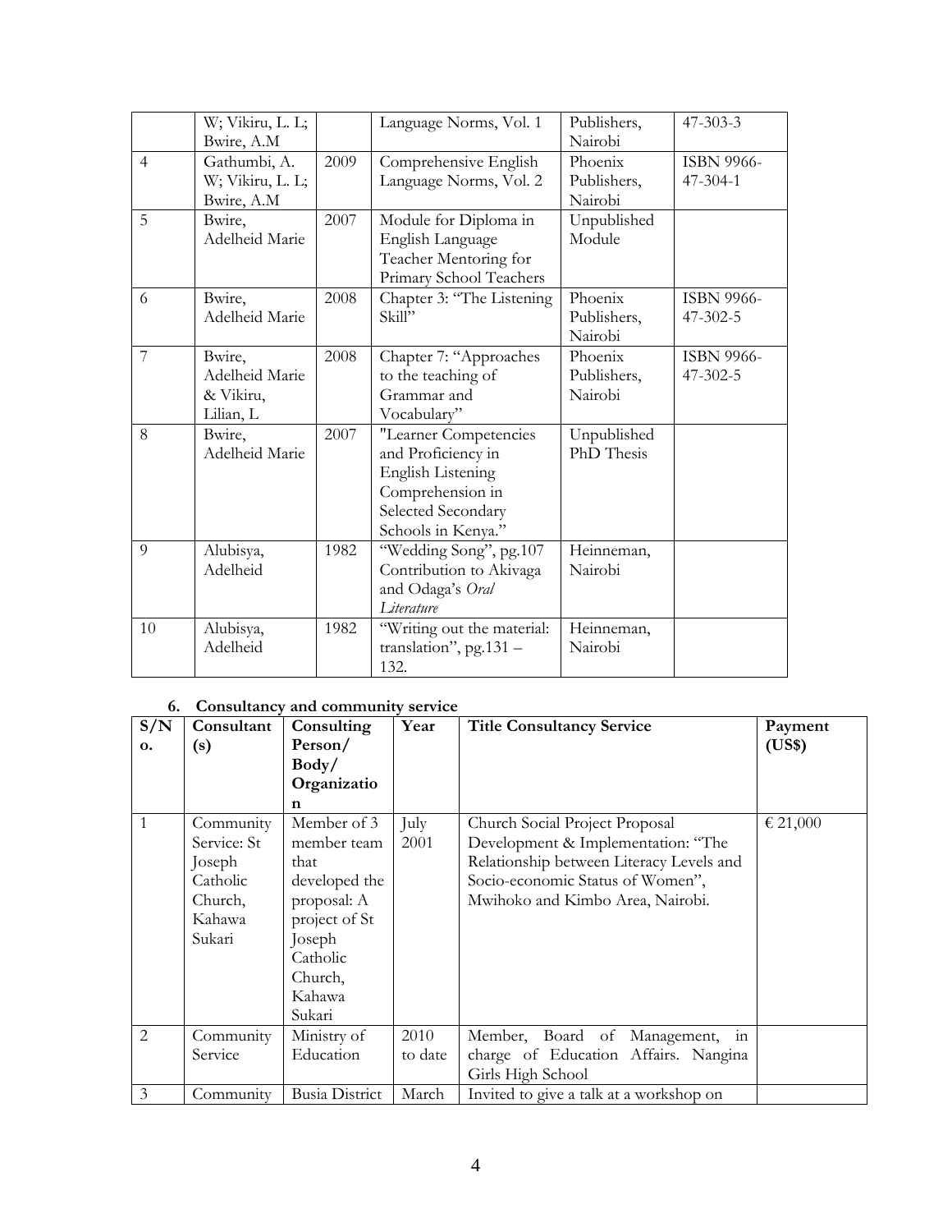| | W; Vikiru, L. L; Bwire, A.M | | Language Norms, Vol. 1 | Publishers, Nairobi | 47-303-3 |
|---|---|---|---|---|---|
| 4 | Gathumbi, A. W; Vikiru, L. L; Bwire, A.M | 2009 | Comprehensive English Language Norms, Vol. 2 | Phoenix Publishers, Nairobi | ISBN 9966-47-304-1 |
| 5 | Bwire, Adelheid Marie | 2007 | Module for Diploma in English Language Teacher Mentoring for Primary School Teachers | Unpublished Module | |
| 6 | Bwire, Adelheid Marie | 2008 | Chapter 3: "The Listening Skill" | Phoenix Publishers, Nairobi | ISBN 9966-47-302-5 |
| 7 | Bwire, Adelheid Marie & Vikiru, Lilian, L | 2008 | Chapter 7: "Approaches to the teaching of Grammar and Vocabulary" | Phoenix Publishers, Nairobi | ISBN 9966-47-302-5 |
| 8 | Bwire, Adelheid Marie | 2007 | "Learner Competencies and Proficiency in English Listening Comprehension in Selected Secondary Schools in Kenya." | Unpublished PhD Thesis | |
| 9 | Alubisya, Adelheid | 1982 | "Wedding Song", pg.107 Contribution to Akivaga and Odaga's *Oral Literature* | Heinneman, Nairobi | |
| 10 | Alubisya, Adelheid | 1982 | "Writing out the material: translation", pg.131 – 132. | Heinneman, Nairobi | |

## 6. Consultancy and community service

| S/No. | Consultant (s) | Consulting Person/ Body/ Organization | Year | Title Consultancy Service | Payment (US$) |
|---|---|---|---|---|---|
| 1 | Community Service: St Joseph Catholic Church, Kahawa Sukari | Member of 3 member team that developed the proposal: A project of St Joseph Catholic Church, Kahawa Sukari | July 2001 | Church Social Project Proposal Development & Implementation: "The Relationship between Literacy Levels and Socio-economic Status of Women", Mwihoko and Kimbo Area, Nairobi. | € 21,000 |
| 2 | Community Service | Ministry of Education | 2010 to date | Member, Board of Management, in charge of Education Affairs. Nangina Girls High School | |
| 3 | Community | Busia District | March | Invited to give a talk at a workshop on | |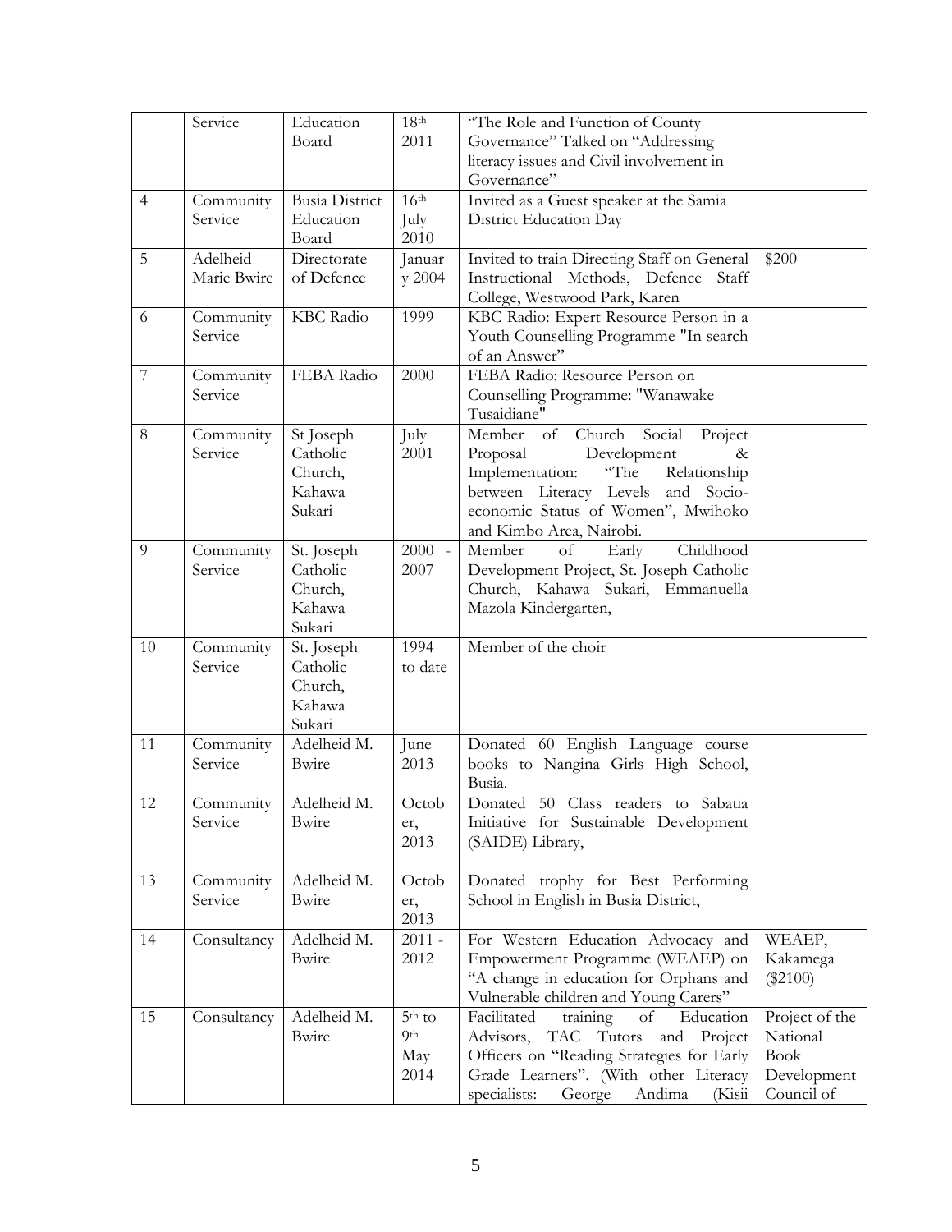|  | Service | Education Board | 18th 2011 | "The Role and Function of County Governance" Talked on "Addressing literacy issues and Civil involvement in Governance" |  |
|---|---|---|---|---|---|
| 4 | Community Service | Busia District Education Board | 16th July 2010 | Invited as a Guest speaker at the Samia District Education Day |  |
| 5 | Adelheid Marie Bwire | Directorate of Defence | January 2004 | Invited to train Directing Staff on General Instructional Methods, Defence Staff College, Westwood Park, Karen | $200 |
| 6 | Community Service | KBC Radio | 1999 | KBC Radio: Expert Resource Person in a Youth Counselling Programme "In search of an Answer" |  |
| 7 | Community Service | FEBA Radio | 2000 | FEBA Radio: Resource Person on Counselling Programme: "Wanawake Tusaidiane" |  |
| 8 | Community Service | St Joseph Catholic Church, Kahawa Sukari | July 2001 | Member of Church Social Project Proposal Development & Implementation: "The Relationship between Literacy Levels and Socio-economic Status of Women", Mwihoko and Kimbo Area, Nairobi. |  |
| 9 | Community Service | St. Joseph Catholic Church, Kahawa Sukari | 2000 - 2007 | Member of Early Childhood Development Project, St. Joseph Catholic Church, Kahawa Sukari, Emmanuella Mazola Kindergarten, |  |
| 10 | Community Service | St. Joseph Catholic Church, Kahawa Sukari | 1994 to date | Member of the choir |  |
| 11 | Community Service | Adelheid M. Bwire | June 2013 | Donated 60 English Language course books to Nangina Girls High School, Busia. |  |
| 12 | Community Service | Adelheid M. Bwire | October, 2013 | Donated 50 Class readers to Sabatia Initiative for Sustainable Development (SAIDE) Library, |  |
| 13 | Community Service | Adelheid M. Bwire | October, 2013 | Donated trophy for Best Performing School in English in Busia District, |  |
| 14 | Consultancy | Adelheid M. Bwire | 2011 - 2012 | For Western Education Advocacy and Empowerment Programme (WEAEP) on "A change in education for Orphans and Vulnerable children and Young Carers" | WEAEP, Kakamega ($2100) |
| 15 | Consultancy | Adelheid M. Bwire | 5th to 9th May 2014 | Facilitated training of Education Advisors, TAC Tutors and Project Officers on "Reading Strategies for Early Grade Learners". (With other Literacy specialists: George Andima (Kisii | Project of the National Book Development Council of |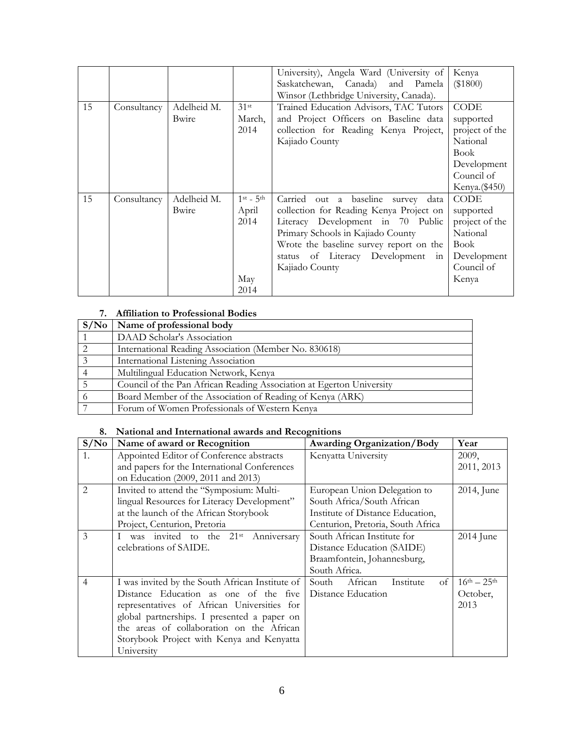|  |  |  |  | University), Angela Ward (University of Saskatchewan, Canada) and Pamela Winsor (Lethbridge University, Canada). | Kenya ($1800) |
|---|---|---|---|---|---|
| 15 | Consultancy | Adelheid M. Bwire | 31st March, 2014 | Trained Education Advisors, TAC Tutors and Project Officers on Baseline data collection for Reading Kenya Project, Kajiado County | CODE supported project of the National Book Development Council of Kenya.($450) |
| 15 | Consultancy | Adelheid M. Bwire | 1st - 5th April 2014<br><br>May 2014 | Carried out a baseline survey data collection for Reading Kenya Project on Literacy Development in 70 Public Primary Schools in Kajiado County<br>Wrote the baseline survey report on the status of Literacy Development in Kajiado County | CODE supported project of the National Book Development Council of Kenya |

## 7. Affiliation to Professional Bodies

| S/No | Name of professional body |
|---|---|
| 1 | DAAD Scholar's Association |
| 2 | International Reading Association (Member No. 830618) |
| 3 | International Listening Association |
| 4 | Multilingual Education Network, Kenya |
| 5 | Council of the Pan African Reading Association at Egerton University |
| 6 | Board Member of the Association of Reading of Kenya (ARK) |
| 7 | Forum of Women Professionals of Western Kenya |

## 8. National and International awards and Recognitions

| S/No | Name of award or Recognition | Awarding Organization/Body | Year |
|---|---|---|---|
| 1. | Appointed Editor of Conference abstracts and papers for the International Conferences on Education (2009, 2011 and 2013) | Kenyatta University | 2009, 2011, 2013 |
| 2 | Invited to attend the "Symposium: Multi-lingual Resources for Literacy Development" at the launch of the African Storybook Project, Centurion, Pretoria | European Union Delegation to South Africa/South African Institute of Distance Education, Centurion, Pretoria, South Africa | 2014, June |
| 3 | I was invited to the 21st Anniversary celebrations of SAIDE. | South African Institute for Distance Education (SAIDE) Braamfontein, Johannesburg, South Africa. | 2014 June |
| 4 | I was invited by the South African Institute of Distance Education as one of the five representatives of African Universities for global partnerships. I presented a paper on the areas of collaboration on the African Storybook Project with Kenya and Kenyatta University | South African Institute of Distance Education | 16th – 25th October, 2013 |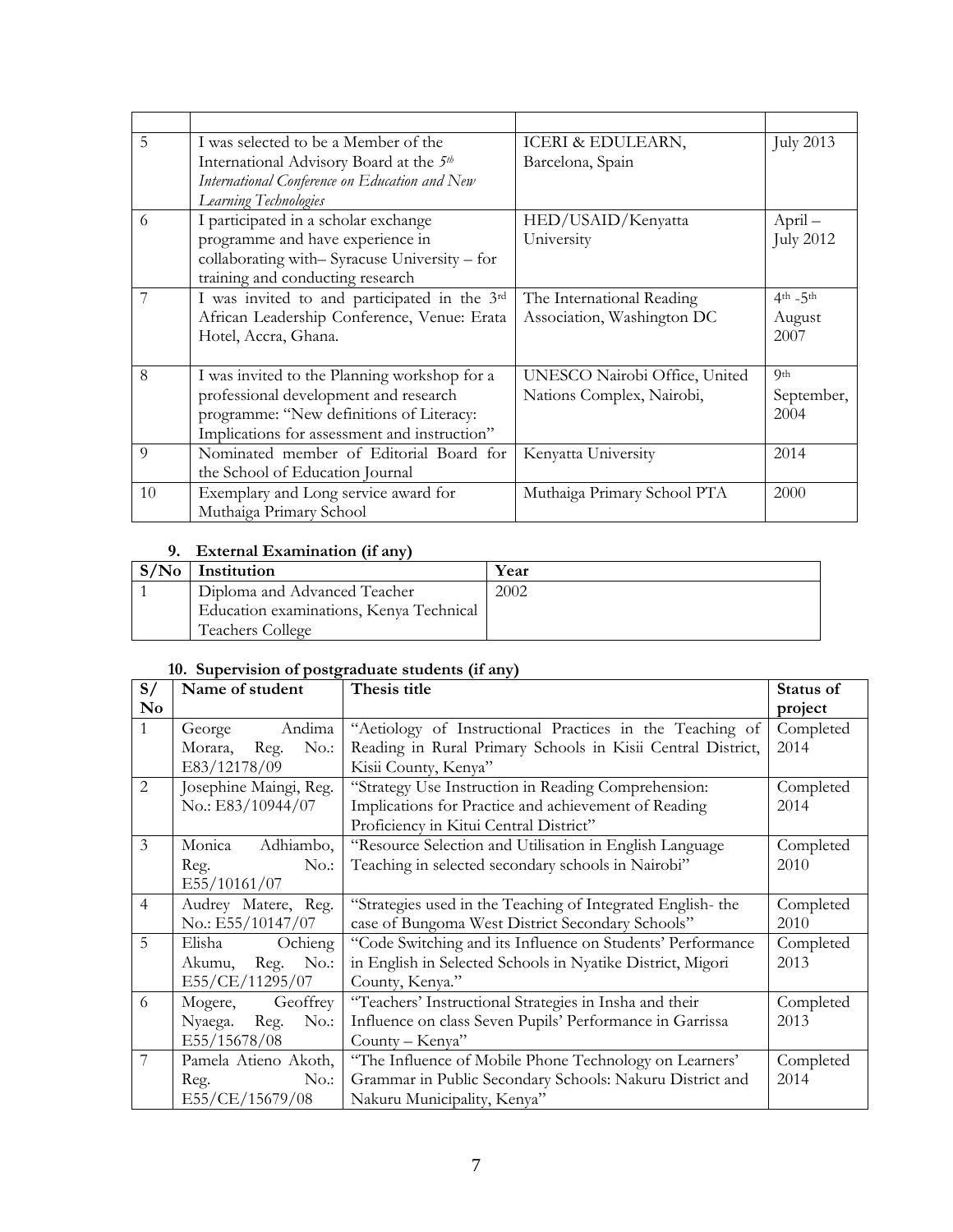| | | | |
|---|---|---|---|
| 5 | I was selected to be a Member of the International Advisory Board at the *5th International Conference on Education and New Learning Technologies* | ICERI & EDULEARN, Barcelona, Spain | July 2013 |
| 6 | I participated in a scholar exchange programme and have experience in collaborating with– Syracuse University – for training and conducting research | HED/USAID/Kenyatta University | April – July 2012 |
| 7 | I was invited to and participated in the 3rd African Leadership Conference, Venue: Erata Hotel, Accra, Ghana. | The International Reading Association, Washington DC | 4th -5th August 2007 |
| 8 | I was invited to the Planning workshop for a professional development and research programme: "New definitions of Literacy: Implications for assessment and instruction" | UNESCO Nairobi Office, United Nations Complex, Nairobi, | 9th September, 2004 |
| 9 | Nominated member of Editorial Board for the School of Education Journal | Kenyatta University | 2014 |
| 10 | Exemplary and Long service award for Muthaiga Primary School | Muthaiga Primary School PTA | 2000 |

## 9. External Examination (if any)

| S/No | Institution | Year |
|---|---|---|
| 1 | Diploma and Advanced Teacher Education examinations, Kenya Technical Teachers College | 2002 |

## 10. Supervision of postgraduate students (if any)

| S/No | Name of student | Thesis title | Status of project |
|---|---|---|---|
| 1 | George Andima Morara, Reg. No.: E83/12178/09 | "Aetiology of Instructional Practices in the Teaching of Reading in Rural Primary Schools in Kisii Central District, Kisii County, Kenya" | Completed 2014 |
| 2 | Josephine Maingi, Reg. No.: E83/10944/07 | "Strategy Use Instruction in Reading Comprehension: Implications for Practice and achievement of Reading Proficiency in Kitui Central District" | Completed 2014 |
| 3 | Monica Adhiambo, Reg. No.: E55/10161/07 | "Resource Selection and Utilisation in English Language Teaching in selected secondary schools in Nairobi" | Completed 2010 |
| 4 | Audrey Matere, Reg. No.: E55/10147/07 | "Strategies used in the Teaching of Integrated English- the case of Bungoma West District Secondary Schools" | Completed 2010 |
| 5 | Elisha Ochieng Akumu, Reg. No.: E55/CE/11295/07 | "Code Switching and its Influence on Students' Performance in English in Selected Schools in Nyatike District, Migori County, Kenya." | Completed 2013 |
| 6 | Mogere, Geoffrey Nyaega. Reg. No.: E55/15678/08 | "Teachers' Instructional Strategies in Insha and their Influence on class Seven Pupils' Performance in Garrissa County – Kenya" | Completed 2013 |
| 7 | Pamela Atieno Akoth, Reg. No.: E55/CE/15679/08 | "The Influence of Mobile Phone Technology on Learners' Grammar in Public Secondary Schools: Nakuru District and Nakuru Municipality, Kenya" | Completed 2014 |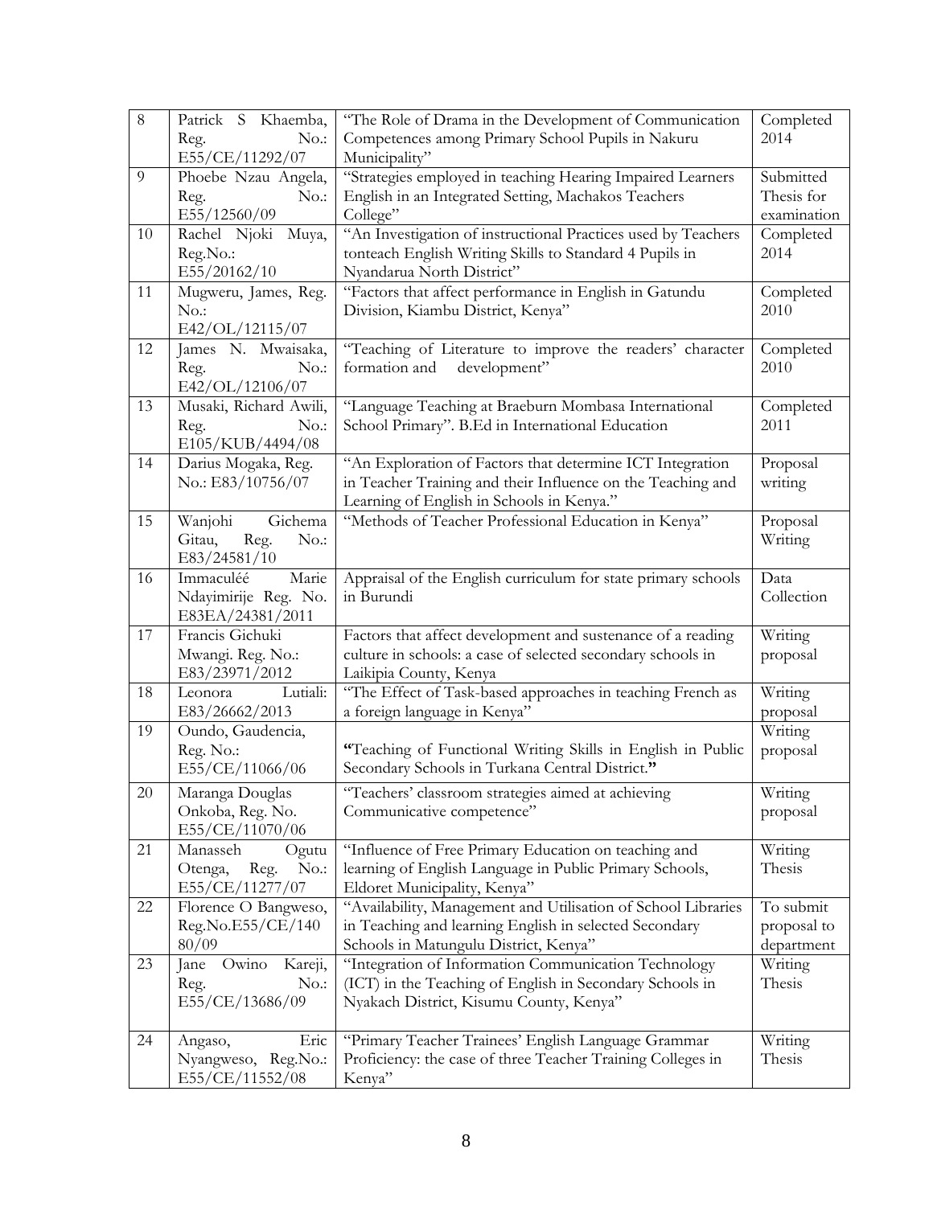| 8 | Patrick S Khaemba, Reg. No.: E55/CE/11292/07 | "The Role of Drama in the Development of Communication Competences among Primary School Pupils in Nakuru Municipality" | Completed 2014 |
|---|---|---|---|
| 9 | Phoebe Nzau Angela, Reg. No.: E55/12560/09 | "Strategies employed in teaching Hearing Impaired Learners English in an Integrated Setting, Machakos Teachers College" | Submitted Thesis for examination |
| 10 | Rachel Njoki Muya, Reg.No.: E55/20162/10 | "An Investigation of instructional Practices used by Teachers tonteach English Writing Skills to Standard 4 Pupils in Nyandarua North District" | Completed 2014 |
| 11 | Mugweru, James, Reg. No.: E42/OL/12115/07 | "Factors that affect performance in English in Gatundu Division, Kiambu District, Kenya" | Completed 2010 |
| 12 | James N. Mwaisaka, Reg. No.: E42/OL/12106/07 | "Teaching of Literature to improve the readers' character formation and development" | Completed 2010 |
| 13 | Musaki, Richard Awili, Reg. No.: E105/KUB/4494/08 | "Language Teaching at Braeburn Mombasa International School Primary". B.Ed in International Education | Completed 2011 |
| 14 | Darius Mogaka, Reg. No.: E83/10756/07 | "An Exploration of Factors that determine ICT Integration in Teacher Training and their Influence on the Teaching and Learning of English in Schools in Kenya." | Proposal writing |
| 15 | Wanjohi Gichema Gitau, Reg. No.: E83/24581/10 | "Methods of Teacher Professional Education in Kenya" | Proposal Writing |
| 16 | Immaculéé Marie Ndayimirije Reg. No. E83EA/24381/2011 | Appraisal of the English curriculum for state primary schools in Burundi | Data Collection |
| 17 | Francis Gichuki Mwangi. Reg. No.: E83/23971/2012 | Factors that affect development and sustenance of a reading culture in schools: a case of selected secondary schools in Laikipia County, Kenya | Writing proposal |
| 18 | Leonora Lutiali: E83/26662/2013 | "The Effect of Task-based approaches in teaching French as a foreign language in Kenya" | Writing proposal |
| 19 | Oundo, Gaudencia, Reg. No.: E55/CE/11066/06 | **"**Teaching of Functional Writing Skills in English in Public Secondary Schools in Turkana Central District.**"** | Writing proposal |
| 20 | Maranga Douglas Onkoba, Reg. No. E55/CE/11070/06 | "Teachers' classroom strategies aimed at achieving Communicative competence" | Writing proposal |
| 21 | Manasseh Ogutu Otenga, Reg. No.: E55/CE/11277/07 | "Influence of Free Primary Education on teaching and learning of English Language in Public Primary Schools, Eldoret Municipality, Kenya" | Writing Thesis |
| 22 | Florence O Bangweso, Reg.No.E55/CE/140 80/09 | "Availability, Management and Utilisation of School Libraries in Teaching and learning English in selected Secondary Schools in Matungulu District, Kenya" | To submit proposal to department |
| 23 | Jane Owino Kareji, Reg. No.: E55/CE/13686/09 | "Integration of Information Communication Technology (ICT) in the Teaching of English in Secondary Schools in Nyakach District, Kisumu County, Kenya" | Writing Thesis |
| 24 | Angaso, Eric Nyangweso, Reg.No.: E55/CE/11552/08 | "Primary Teacher Trainees' English Language Grammar Proficiency: the case of three Teacher Training Colleges in Kenya" | Writing Thesis |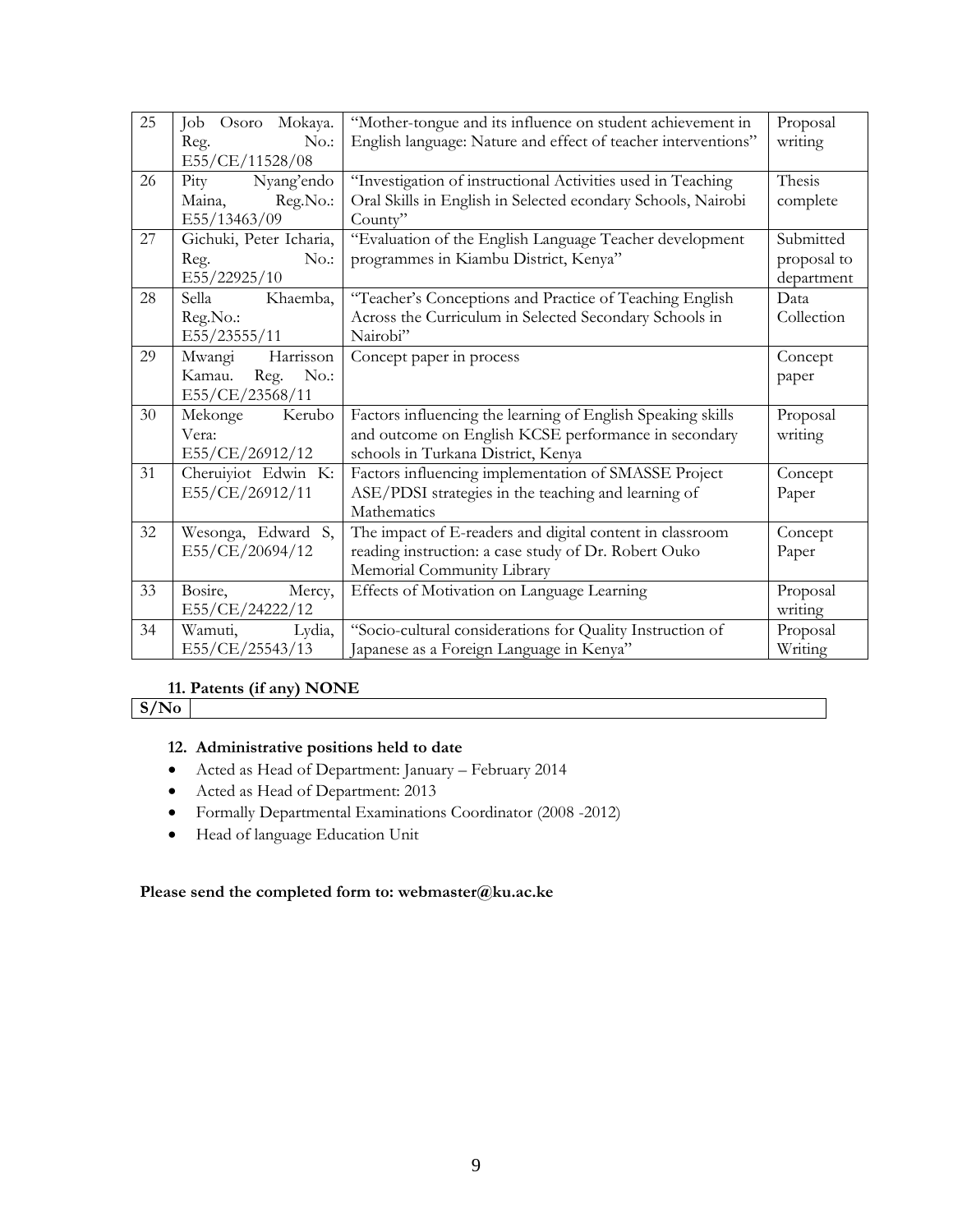| | | | |
|---|---|---|---|
| 25 | Job Osoro Mokaya. Reg. No.: E55/CE/11528/08 | "Mother-tongue and its influence on student achievement in English language: Nature and effect of teacher interventions" | Proposal writing |
| 26 | Pity Nyang'endo Maina, Reg.No.: E55/13463/09 | "Investigation of instructional Activities used in Teaching Oral Skills in English in Selected econdary Schools, Nairobi County" | Thesis complete |
| 27 | Gichuki, Peter Icharia, Reg. No.: E55/22925/10 | "Evaluation of the English Language Teacher development programmes in Kiambu District, Kenya" | Submitted proposal to department |
| 28 | Sella Khaemba, Reg.No.: E55/23555/11 | "Teacher's Conceptions and Practice of Teaching English Across the Curriculum in Selected Secondary Schools in Nairobi" | Data Collection |
| 29 | Mwangi Harrisson Kamau. Reg. No.: E55/CE/23568/11 | Concept paper in process | Concept paper |
| 30 | Mekonge Kerubo Vera: E55/CE/26912/12 | Factors influencing the learning of English Speaking skills and outcome on English KCSE performance in secondary schools in Turkana District, Kenya | Proposal writing |
| 31 | Cheruiyiot Edwin K: E55/CE/26912/11 | Factors influencing implementation of SMASSE Project ASE/PDSI strategies in the teaching and learning of Mathematics | Concept Paper |
| 32 | Wesonga, Edward S, E55/CE/20694/12 | The impact of E-readers and digital content in classroom reading instruction: a case study of Dr. Robert Ouko Memorial Community Library | Concept Paper |
| 33 | Bosire, Mercy, E55/CE/24222/12 | Effects of Motivation on Language Learning | Proposal writing |
| 34 | Wamuti, Lydia, E55/CE/25543/13 | "Socio-cultural considerations for Quality Instruction of Japanese as a Foreign Language in Kenya" | Proposal Writing |

**11. Patents (if any) NONE**

| S/No | |
|---|---|

**12. Administrative positions held to date**

- Acted as Head of Department: January – February 2014
- Acted as Head of Department: 2013
- Formally Departmental Examinations Coordinator (2008 -2012)
- Head of language Education Unit

**Please send the completed form to: webmaster@ku.ac.ke**